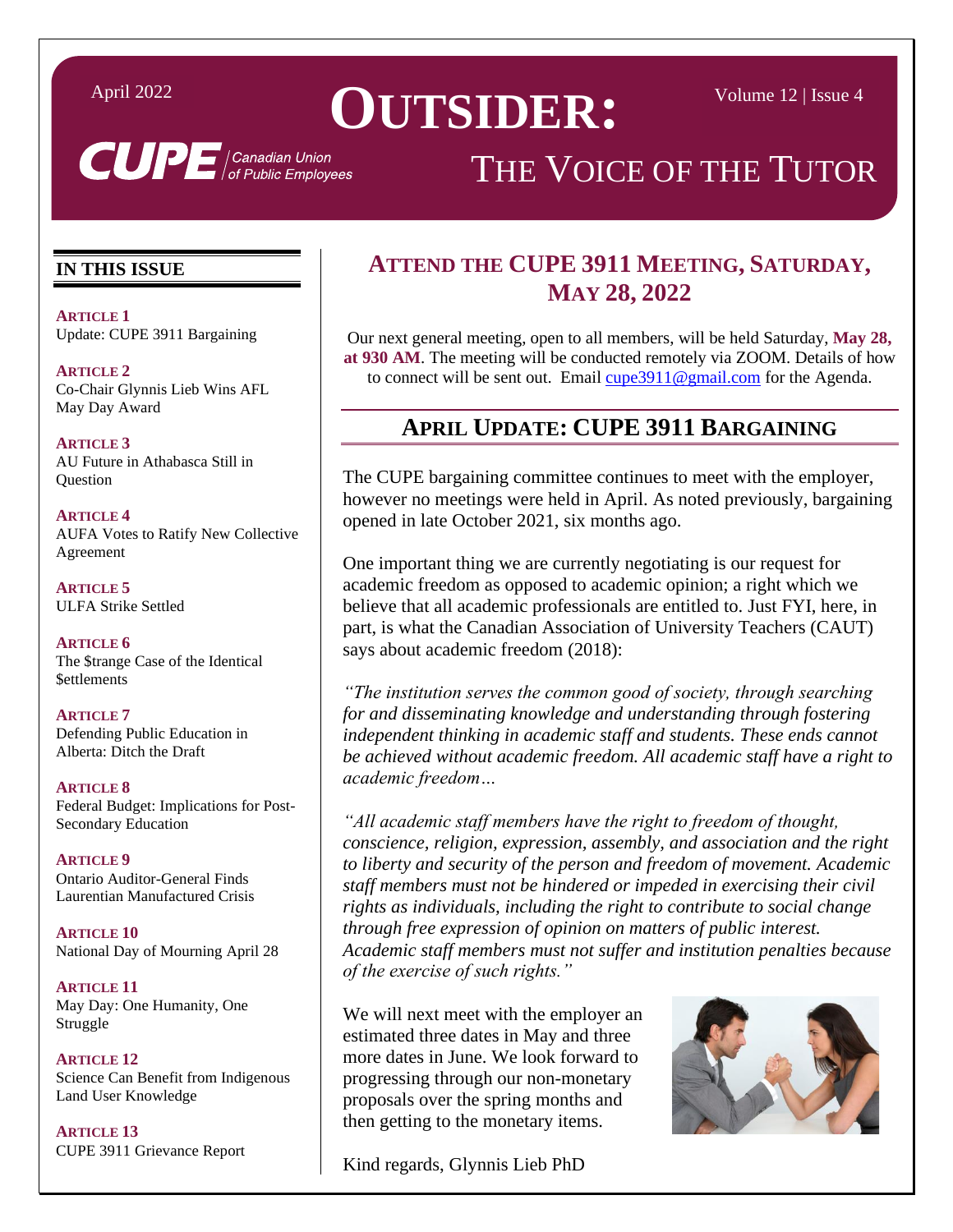April 2022

# OUTSIDER:

Volume 12 | Issue 4

CUPE | Canadian Union of Public Employees

## THE VOICE OF THE TUTOR

### IN THIS ISSUE

**ARTICLE 1**
Update: CUPE 3911 Bargaining

**ARTICLE 2**
Co-Chair Glynnis Lieb Wins AFL May Day Award

**ARTICLE 3**
AU Future in Athabasca Still in Question

**ARTICLE 4**
AUFA Votes to Ratify New Collective Agreement

**ARTICLE 5**
ULFA Strike Settled

**ARTICLE 6**
The $trange Case of the Identical $ettlements

**ARTICLE 7**
Defending Public Education in Alberta: Ditch the Draft

**ARTICLE 8**
Federal Budget: Implications for Post-Secondary Education

**ARTICLE 9**
Ontario Auditor-General Finds Laurentian Manufactured Crisis

**ARTICLE 10**
National Day of Mourning April 28

**ARTICLE 11**
May Day: One Humanity, One Struggle

**ARTICLE 12**
Science Can Benefit from Indigenous Land User Knowledge

**ARTICLE 13**
CUPE 3911 Grievance Report

## ATTEND THE CUPE 3911 MEETING, SATURDAY, MAY 28, 2022

Our next general meeting, open to all members, will be held Saturday, **May 28, at 930 AM**. The meeting will be conducted remotely via ZOOM. Details of how to connect will be sent out. Email cupe3911@gmail.com for the Agenda.

## APRIL UPDATE: CUPE 3911 BARGAINING

The CUPE bargaining committee continues to meet with the employer, however no meetings were held in April. As noted previously, bargaining opened in late October 2021, six months ago.

One important thing we are currently negotiating is our request for academic freedom as opposed to academic opinion; a right which we believe that all academic professionals are entitled to. Just FYI, here, in part, is what the Canadian Association of University Teachers (CAUT) says about academic freedom (2018):

*"The institution serves the common good of society, through searching for and disseminating knowledge and understanding through fostering independent thinking in academic staff and students. These ends cannot be achieved without academic freedom. All academic staff have a right to academic freedom…*

*"All academic staff members have the right to freedom of thought, conscience, religion, expression, assembly, and association and the right to liberty and security of the person and freedom of movement. Academic staff members must not be hindered or impeded in exercising their civil rights as individuals, including the right to contribute to social change through free expression of opinion on matters of public interest. Academic staff members must not suffer and institution penalties because of the exercise of such rights."*

We will next meet with the employer an estimated three dates in May and three more dates in June. We look forward to progressing through our non-monetary proposals over the spring months and then getting to the monetary items.

Kind regards, Glynnis Lieb PhD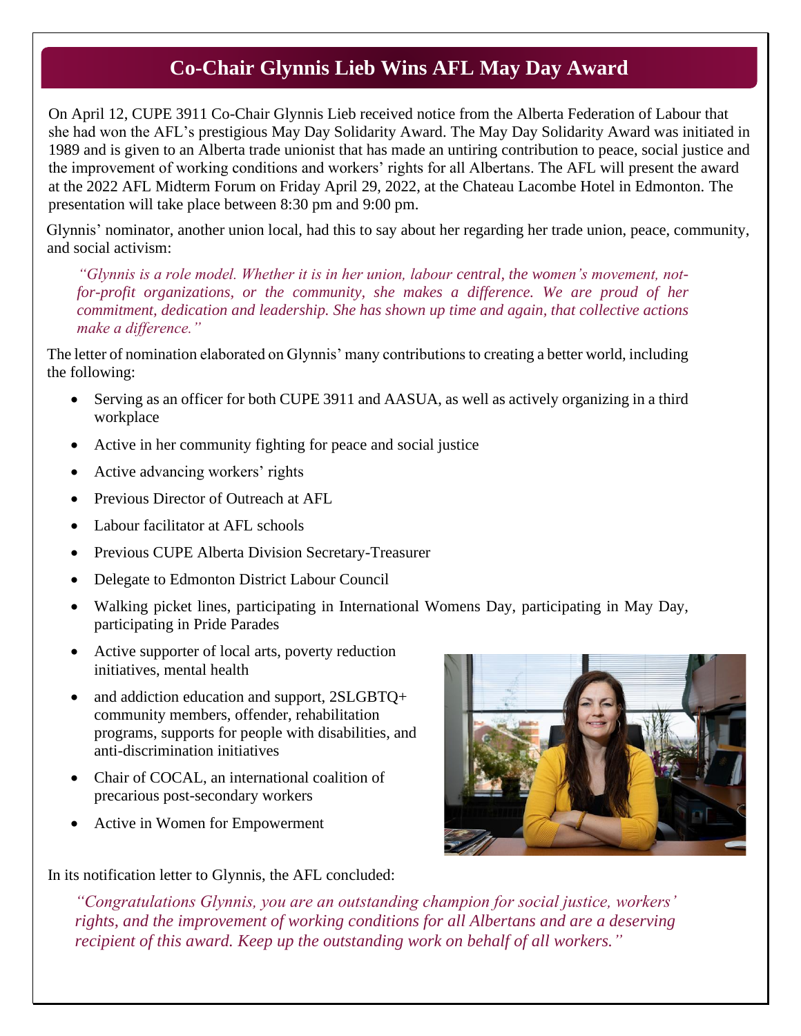# Co-Chair Glynnis Lieb Wins AFL May Day Award

On April 12, CUPE 3911 Co-Chair Glynnis Lieb received notice from the Alberta Federation of Labour that she had won the AFL's prestigious May Day Solidarity Award. The May Day Solidarity Award was initiated in 1989 and is given to an Alberta trade unionist that has made an untiring contribution to peace, social justice and the improvement of working conditions and workers' rights for all Albertans. The AFL will present the award at the 2022 AFL Midterm Forum on Friday April 29, 2022, at the Chateau Lacombe Hotel in Edmonton. The presentation will take place between 8:30 pm and 9:00 pm.

Glynnis' nominator, another union local, had this to say about her regarding her trade union, peace, community, and social activism:

> *"Glynnis is a role model. Whether it is in her union, labour central, the women's movement, not-for-profit organizations, or the community, she makes a difference. We are proud of her commitment, dedication and leadership. She has shown up time and again, that collective actions make a difference."*

The letter of nomination elaborated on Glynnis' many contributions to creating a better world, including the following:

- Serving as an officer for both CUPE 3911 and AASUA, as well as actively organizing in a third workplace
- Active in her community fighting for peace and social justice
- Active advancing workers' rights
- Previous Director of Outreach at AFL
- Labour facilitator at AFL schools
- Previous CUPE Alberta Division Secretary-Treasurer
- Delegate to Edmonton District Labour Council
- Walking picket lines, participating in International Womens Day, participating in May Day, participating in Pride Parades
- Active supporter of local arts, poverty reduction initiatives, mental health
- and addiction education and support, 2SLGBTQ+ community members, offender, rehabilitation programs, supports for people with disabilities, and anti-discrimination initiatives
- Chair of COCAL, an international coalition of precarious post-secondary workers
- Active in Women for Empowerment

In its notification letter to Glynnis, the AFL concluded:

> *"Congratulations Glynnis, you are an outstanding champion for social justice, workers' rights, and the improvement of working conditions for all Albertans and are a deserving recipient of this award. Keep up the outstanding work on behalf of all workers."*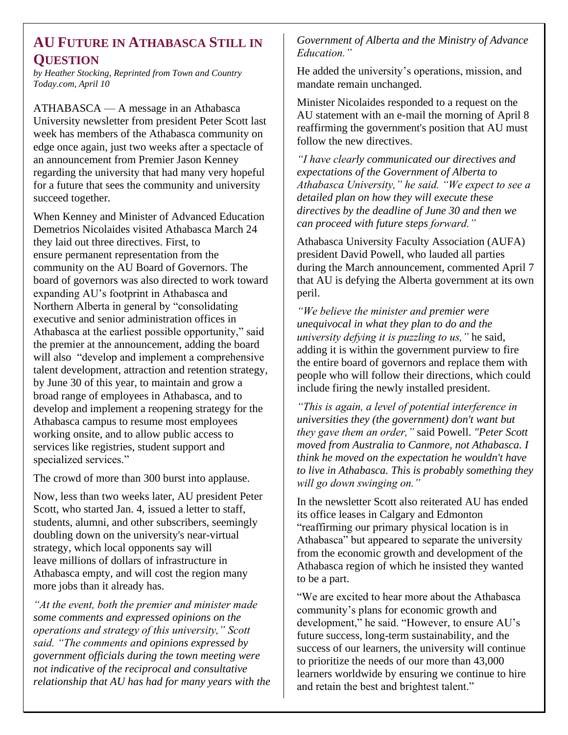## AU Future in Athabasca Still in Question

*by Heather Stocking, Reprinted from Town and Country Today.com, April 10*

ATHABASCA — A message in an Athabasca University newsletter from president Peter Scott last week has members of the Athabasca community on edge once again, just two weeks after a spectacle of an announcement from Premier Jason Kenney regarding the university that had many very hopeful for a future that sees the community and university succeed together.

When Kenney and Minister of Advanced Education Demetrios Nicolaides visited Athabasca March 24 they laid out three directives. First, to ensure permanent representation from the community on the AU Board of Governors. The board of governors was also directed to work toward expanding AU's footprint in Athabasca and Northern Alberta in general by "consolidating executive and senior administration offices in Athabasca at the earliest possible opportunity," said the premier at the announcement, adding the board will also "develop and implement a comprehensive talent development, attraction and retention strategy, by June 30 of this year, to maintain and grow a broad range of employees in Athabasca, and to develop and implement a reopening strategy for the Athabasca campus to resume most employees working onsite, and to allow public access to services like registries, student support and specialized services."

The crowd of more than 300 burst into applause.

Now, less than two weeks later, AU president Peter Scott, who started Jan. 4, issued a letter to staff, students, alumni, and other subscribers, seemingly doubling down on the university's near-virtual strategy, which local opponents say will leave millions of dollars of infrastructure in Athabasca empty, and will cost the region many more jobs than it already has.

*"At the event, both the premier and minister made some comments and expressed opinions on the operations and strategy of this university," Scott said. "The comments and opinions expressed by government officials during the town meeting were not indicative of the reciprocal and consultative relationship that AU has had for many years with the Government of Alberta and the Ministry of Advance Education."*

He added the university's operations, mission, and mandate remain unchanged.

Minister Nicolaides responded to a request on the AU statement with an e-mail the morning of April 8 reaffirming the government's position that AU must follow the new directives.

*"I have clearly communicated our directives and expectations of the Government of Alberta to Athabasca University," he said. "We expect to see a detailed plan on how they will execute these directives by the deadline of June 30 and then we can proceed with future steps forward."*

Athabasca University Faculty Association (AUFA) president David Powell, who lauded all parties during the March announcement, commented April 7 that AU is defying the Alberta government at its own peril.

*"We believe the minister and premier were unequivocal in what they plan to do and the university defying it is puzzling to us,"* he said, adding it is within the government purview to fire the entire board of governors and replace them with people who will follow their directions, which could include firing the newly installed president.

*"This is again, a level of potential interference in universities they (the government) don't want but they gave them an order,"* said Powell. *"Peter Scott moved from Australia to Canmore, not Athabasca. I think he moved on the expectation he wouldn't have to live in Athabasca. This is probably something they will go down swinging on."*

In the newsletter Scott also reiterated AU has ended its office leases in Calgary and Edmonton "reaffirming our primary physical location is in Athabasca" but appeared to separate the university from the economic growth and development of the Athabasca region of which he insisted they wanted to be a part.

"We are excited to hear more about the Athabasca community's plans for economic growth and development," he said. "However, to ensure AU's future success, long-term sustainability, and the success of our learners, the university will continue to prioritize the needs of our more than 43,000 learners worldwide by ensuring we continue to hire and retain the best and brightest talent."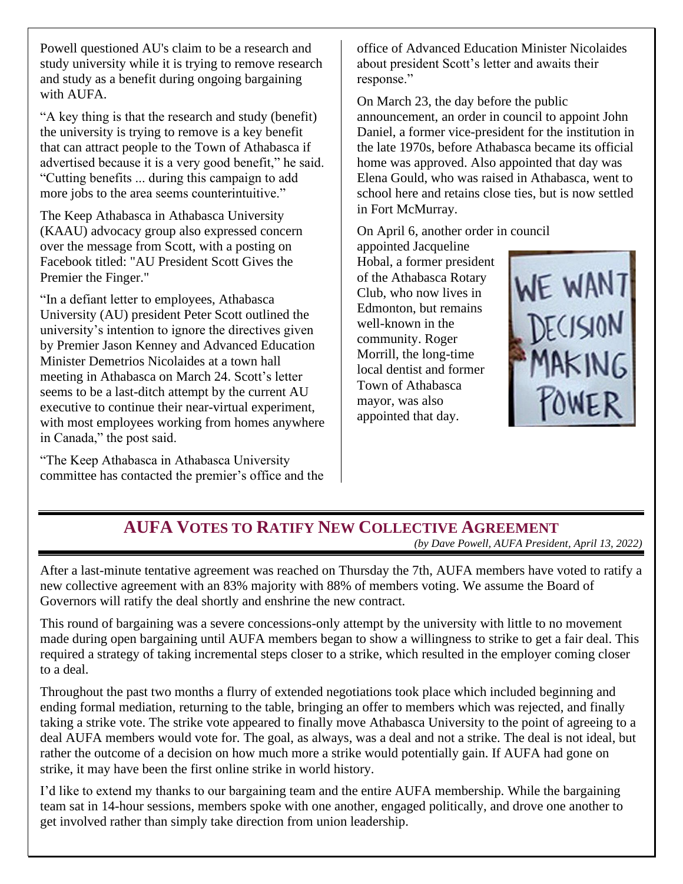Powell questioned AU's claim to be a research and study university while it is trying to remove research and study as a benefit during ongoing bargaining with AUFA.

"A key thing is that the research and study (benefit) the university is trying to remove is a key benefit that can attract people to the Town of Athabasca if advertised because it is a very good benefit," he said. "Cutting benefits ... during this campaign to add more jobs to the area seems counterintuitive."

The Keep Athabasca in Athabasca University (KAAU) advocacy group also expressed concern over the message from Scott, with a posting on Facebook titled: "AU President Scott Gives the Premier the Finger."

"In a defiant letter to employees, Athabasca University (AU) president Peter Scott outlined the university's intention to ignore the directives given by Premier Jason Kenney and Advanced Education Minister Demetrios Nicolaides at a town hall meeting in Athabasca on March 24. Scott's letter seems to be a last-ditch attempt by the current AU executive to continue their near-virtual experiment, with most employees working from homes anywhere in Canada," the post said.

"The Keep Athabasca in Athabasca University committee has contacted the premier's office and the office of Advanced Education Minister Nicolaides about president Scott's letter and awaits their response."

On March 23, the day before the public announcement, an order in council to appoint John Daniel, a former vice-president for the institution in the late 1970s, before Athabasca became its official home was approved. Also appointed that day was Elena Gould, who was raised in Athabasca, went to school here and retains close ties, but is now settled in Fort McMurray.

On April 6, another order in council appointed Jacqueline Hobal, a former president of the Athabasca Rotary Club, who now lives in Edmonton, but remains well-known in the community. Roger Morrill, the long-time local dentist and former Town of Athabasca mayor, was also appointed that day.

## AUFA Votes to Ratify New Collective Agreement

*(by Dave Powell, AUFA President, April 13, 2022)*

After a last-minute tentative agreement was reached on Thursday the 7th, AUFA members have voted to ratify a new collective agreement with an 83% majority with 88% of members voting. We assume the Board of Governors will ratify the deal shortly and enshrine the new contract.

This round of bargaining was a severe concessions-only attempt by the university with little to no movement made during open bargaining until AUFA members began to show a willingness to strike to get a fair deal. This required a strategy of taking incremental steps closer to a strike, which resulted in the employer coming closer to a deal.

Throughout the past two months a flurry of extended negotiations took place which included beginning and ending formal mediation, returning to the table, bringing an offer to members which was rejected, and finally taking a strike vote. The strike vote appeared to finally move Athabasca University to the point of agreeing to a deal AUFA members would vote for. The goal, as always, was a deal and not a strike. The deal is not ideal, but rather the outcome of a decision on how much more a strike would potentially gain. If AUFA had gone on strike, it may have been the first online strike in world history.

I'd like to extend my thanks to our bargaining team and the entire AUFA membership. While the bargaining team sat in 14-hour sessions, members spoke with one another, engaged politically, and drove one another to get involved rather than simply take direction from union leadership.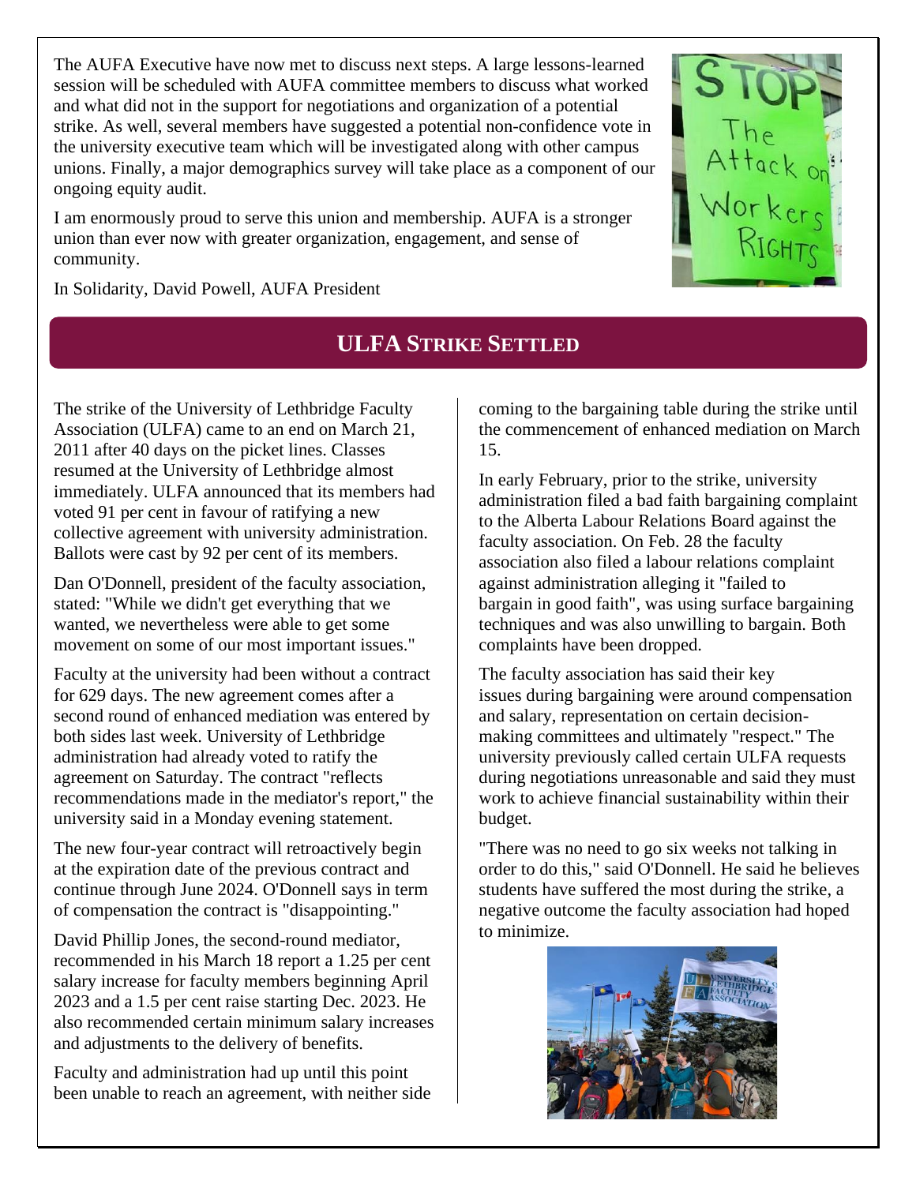The AUFA Executive have now met to discuss next steps. A large lessons-learned session will be scheduled with AUFA committee members to discuss what worked and what did not in the support for negotiations and organization of a potential strike. As well, several members have suggested a potential non-confidence vote in the university executive team which will be investigated along with other campus unions. Finally, a major demographics survey will take place as a component of our ongoing equity audit.

I am enormously proud to serve this union and membership. AUFA is a stronger union than ever now with greater organization, engagement, and sense of community.

In Solidarity, David Powell, AUFA President

## ULFA Strike Settled

The strike of the University of Lethbridge Faculty Association (ULFA) came to an end on March 21, 2011 after 40 days on the picket lines. Classes resumed at the University of Lethbridge almost immediately. ULFA announced that its members had voted 91 per cent in favour of ratifying a new collective agreement with university administration. Ballots were cast by 92 per cent of its members.

Dan O'Donnell, president of the faculty association, stated: "While we didn't get everything that we wanted, we nevertheless were able to get some movement on some of our most important issues."

Faculty at the university had been without a contract for 629 days. The new agreement comes after a second round of enhanced mediation was entered by both sides last week. University of Lethbridge administration had already voted to ratify the agreement on Saturday. The contract "reflects recommendations made in the mediator's report," the university said in a Monday evening statement.

The new four-year contract will retroactively begin at the expiration date of the previous contract and continue through June 2024. O'Donnell says in term of compensation the contract is "disappointing."

David Phillip Jones, the second-round mediator, recommended in his March 18 report a 1.25 per cent salary increase for faculty members beginning April 2023 and a 1.5 per cent raise starting Dec. 2023. He also recommended certain minimum salary increases and adjustments to the delivery of benefits.

Faculty and administration had up until this point been unable to reach an agreement, with neither side coming to the bargaining table during the strike until the commencement of enhanced mediation on March 15.

In early February, prior to the strike, university administration filed a bad faith bargaining complaint to the Alberta Labour Relations Board against the faculty association. On Feb. 28 the faculty association also filed a labour relations complaint against administration alleging it "failed to bargain in good faith", was using surface bargaining techniques and was also unwilling to bargain. Both complaints have been dropped.

The faculty association has said their key issues during bargaining were around compensation and salary, representation on certain decision-making committees and ultimately "respect." The university previously called certain ULFA requests during negotiations unreasonable and said they must work to achieve financial sustainability within their budget.

"There was no need to go six weeks not talking in order to do this," said O'Donnell. He said he believes students have suffered the most during the strike, a negative outcome the faculty association had hoped to minimize.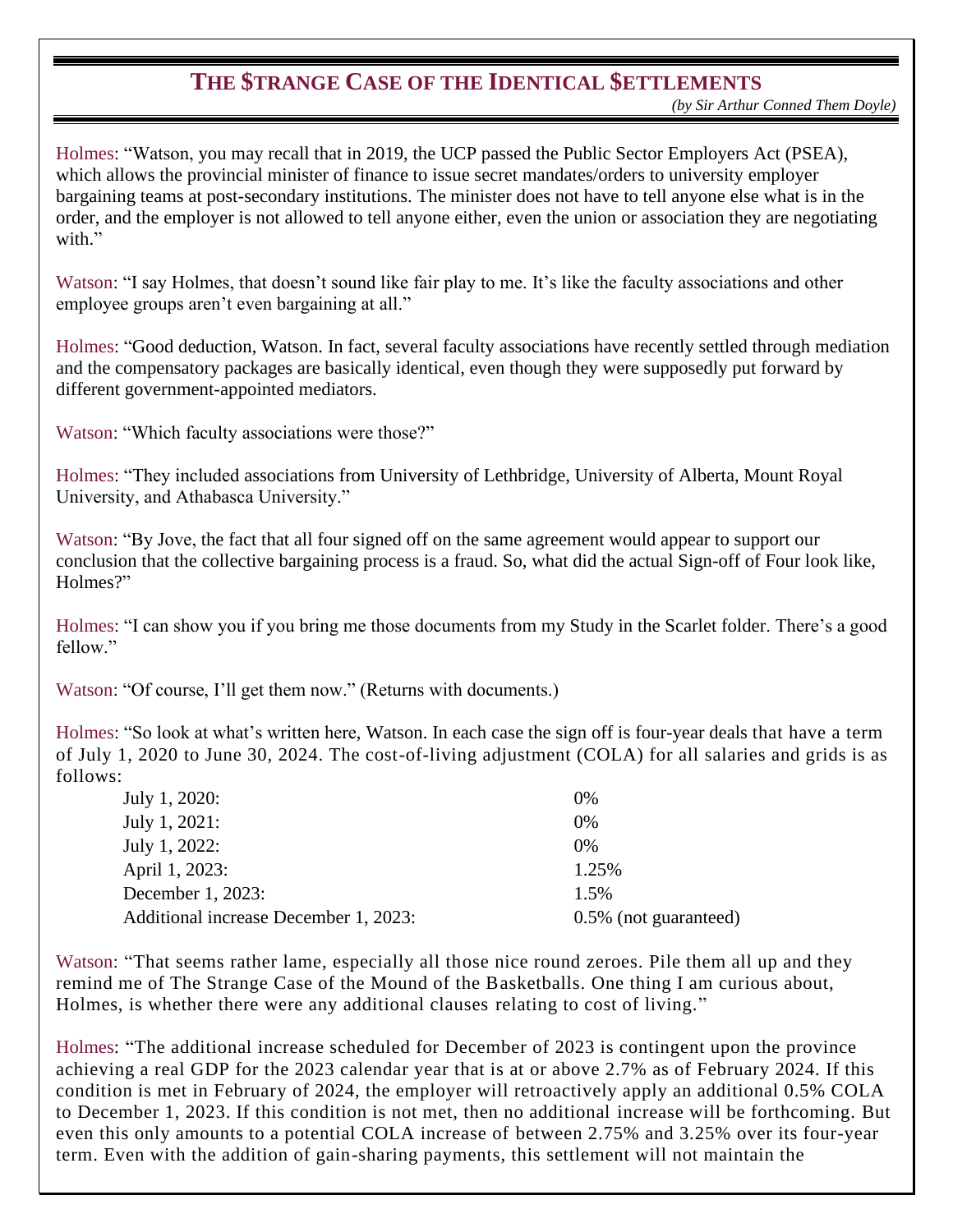## THE $TRANGE CASE OF THE IDENTICAL $ETTLEMENTS

*(by Sir Arthur Conned Them Doyle)*

Holmes: "Watson, you may recall that in 2019, the UCP passed the Public Sector Employers Act (PSEA), which allows the provincial minister of finance to issue secret mandates/orders to university employer bargaining teams at post-secondary institutions. The minister does not have to tell anyone else what is in the order, and the employer is not allowed to tell anyone either, even the union or association they are negotiating with."

Watson: "I say Holmes, that doesn't sound like fair play to me. It's like the faculty associations and other employee groups aren't even bargaining at all."

Holmes: "Good deduction, Watson. In fact, several faculty associations have recently settled through mediation and the compensatory packages are basically identical, even though they were supposedly put forward by different government-appointed mediators.

Watson: "Which faculty associations were those?"

Holmes: "They included associations from University of Lethbridge, University of Alberta, Mount Royal University, and Athabasca University."

Watson: "By Jove, the fact that all four signed off on the same agreement would appear to support our conclusion that the collective bargaining process is a fraud. So, what did the actual Sign-off of Four look like, Holmes?"

Holmes: "I can show you if you bring me those documents from my Study in the Scarlet folder. There's a good fellow."

Watson: "Of course, I'll get them now." (Returns with documents.)

Holmes: "So look at what's written here, Watson. In each case the sign off is four-year deals that have a term of July 1, 2020 to June 30, 2024. The cost-of-living adjustment (COLA) for all salaries and grids is as follows:

| | |
|---|---|
| July 1, 2020: | 0% |
| July 1, 2021: | 0% |
| July 1, 2022: | 0% |
| April 1, 2023: | 1.25% |
| December 1, 2023: | 1.5% |
| Additional increase December 1, 2023: | 0.5% (not guaranteed) |

Watson: "That seems rather lame, especially all those nice round zeroes. Pile them all up and they remind me of The Strange Case of the Mound of the Basketballs. One thing I am curious about, Holmes, is whether there were any additional clauses relating to cost of living."

Holmes: "The additional increase scheduled for December of 2023 is contingent upon the province achieving a real GDP for the 2023 calendar year that is at or above 2.7% as of February 2024. If this condition is met in February of 2024, the employer will retroactively apply an additional 0.5% COLA to December 1, 2023. If this condition is not met, then no additional increase will be forthcoming. But even this only amounts to a potential COLA increase of between 2.75% and 3.25% over its four-year term. Even with the addition of gain-sharing payments, this settlement will not maintain the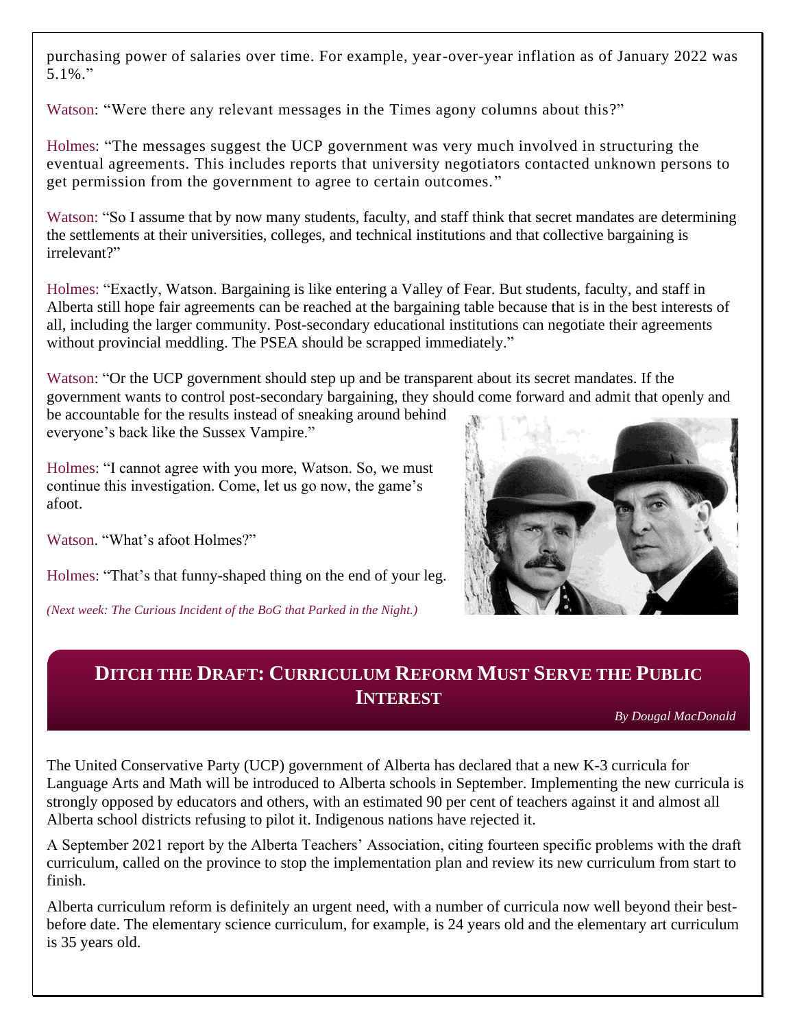purchasing power of salaries over time. For example, year-over-year inflation as of January 2022 was 5.1%."

Watson: "Were there any relevant messages in the Times agony columns about this?"

Holmes: "The messages suggest the UCP government was very much involved in structuring the eventual agreements. This includes reports that university negotiators contacted unknown persons to get permission from the government to agree to certain outcomes."

Watson: "So I assume that by now many students, faculty, and staff think that secret mandates are determining the settlements at their universities, colleges, and technical institutions and that collective bargaining is irrelevant?"

Holmes: "Exactly, Watson. Bargaining is like entering a Valley of Fear. But students, faculty, and staff in Alberta still hope fair agreements can be reached at the bargaining table because that is in the best interests of all, including the larger community. Post-secondary educational institutions can negotiate their agreements without provincial meddling. The PSEA should be scrapped immediately."

Watson: "Or the UCP government should step up and be transparent about its secret mandates. If the government wants to control post-secondary bargaining, they should come forward and admit that openly and be accountable for the results instead of sneaking around behind everyone's back like the Sussex Vampire."

Holmes: "I cannot agree with you more, Watson. So, we must continue this investigation. Come, let us go now, the game's afoot.

Watson. "What's afoot Holmes?"

Holmes: "That's that funny-shaped thing on the end of your leg.

*(Next week: The Curious Incident of the BoG that Parked in the Night.)*

## Ditch the Draft: Curriculum Reform Must Serve the Public Interest

*By Dougal MacDonald*

The United Conservative Party (UCP) government of Alberta has declared that a new K-3 curricula for Language Arts and Math will be introduced to Alberta schools in September. Implementing the new curricula is strongly opposed by educators and others, with an estimated 90 per cent of teachers against it and almost all Alberta school districts refusing to pilot it. Indigenous nations have rejected it.

A September 2021 report by the Alberta Teachers' Association, citing fourteen specific problems with the draft curriculum, called on the province to stop the implementation plan and review its new curriculum from start to finish.

Alberta curriculum reform is definitely an urgent need, with a number of curricula now well beyond their best-before date. The elementary science curriculum, for example, is 24 years old and the elementary art curriculum is 35 years old.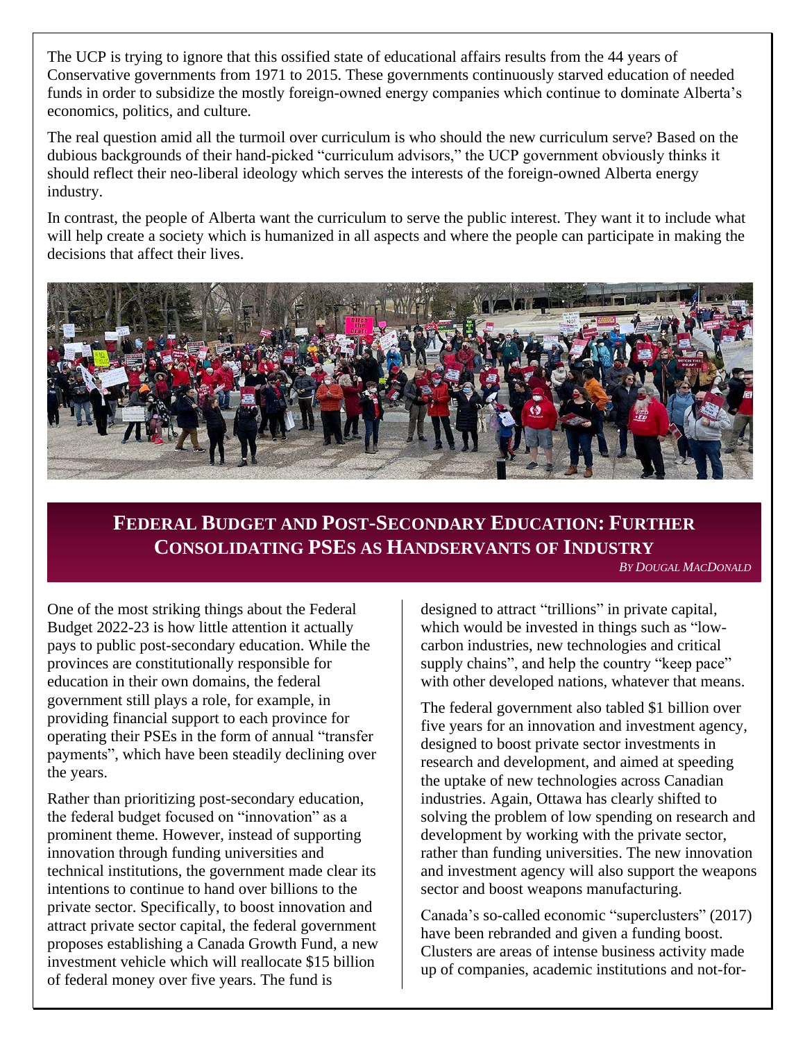The UCP is trying to ignore that this ossified state of educational affairs results from the 44 years of Conservative governments from 1971 to 2015. These governments continuously starved education of needed funds in order to subsidize the mostly foreign-owned energy companies which continue to dominate Alberta's economics, politics, and culture.

The real question amid all the turmoil over curriculum is who should the new curriculum serve? Based on the dubious backgrounds of their hand-picked "curriculum advisors," the UCP government obviously thinks it should reflect their neo-liberal ideology which serves the interests of the foreign-owned Alberta energy industry.

In contrast, the people of Alberta want the curriculum to serve the public interest. They want it to include what will help create a society which is humanized in all aspects and where the people can participate in making the decisions that affect their lives.

## Federal Budget and Post-Secondary Education: Further Consolidating PSEs as Handservants of Industry

*By Dougal MacDonald*

One of the most striking things about the Federal Budget 2022-23 is how little attention it actually pays to public post-secondary education. While the provinces are constitutionally responsible for education in their own domains, the federal government still plays a role, for example, in providing financial support to each province for operating their PSEs in the form of annual "transfer payments", which have been steadily declining over the years.

Rather than prioritizing post-secondary education, the federal budget focused on "innovation" as a prominent theme. However, instead of supporting innovation through funding universities and technical institutions, the government made clear its intentions to continue to hand over billions to the private sector. Specifically, to boost innovation and attract private sector capital, the federal government proposes establishing a Canada Growth Fund, a new investment vehicle which will reallocate $15 billion of federal money over five years. The fund is designed to attract "trillions" in private capital, which would be invested in things such as "low-carbon industries, new technologies and critical supply chains", and help the country "keep pace" with other developed nations, whatever that means.

The federal government also tabled $1 billion over five years for an innovation and investment agency, designed to boost private sector investments in research and development, and aimed at speeding the uptake of new technologies across Canadian industries. Again, Ottawa has clearly shifted to solving the problem of low spending on research and development by working with the private sector, rather than funding universities. The new innovation and investment agency will also support the weapons sector and boost weapons manufacturing.

Canada's so-called economic "superclusters" (2017) have been rebranded and given a funding boost. Clusters are areas of intense business activity made up of companies, academic institutions and not-for-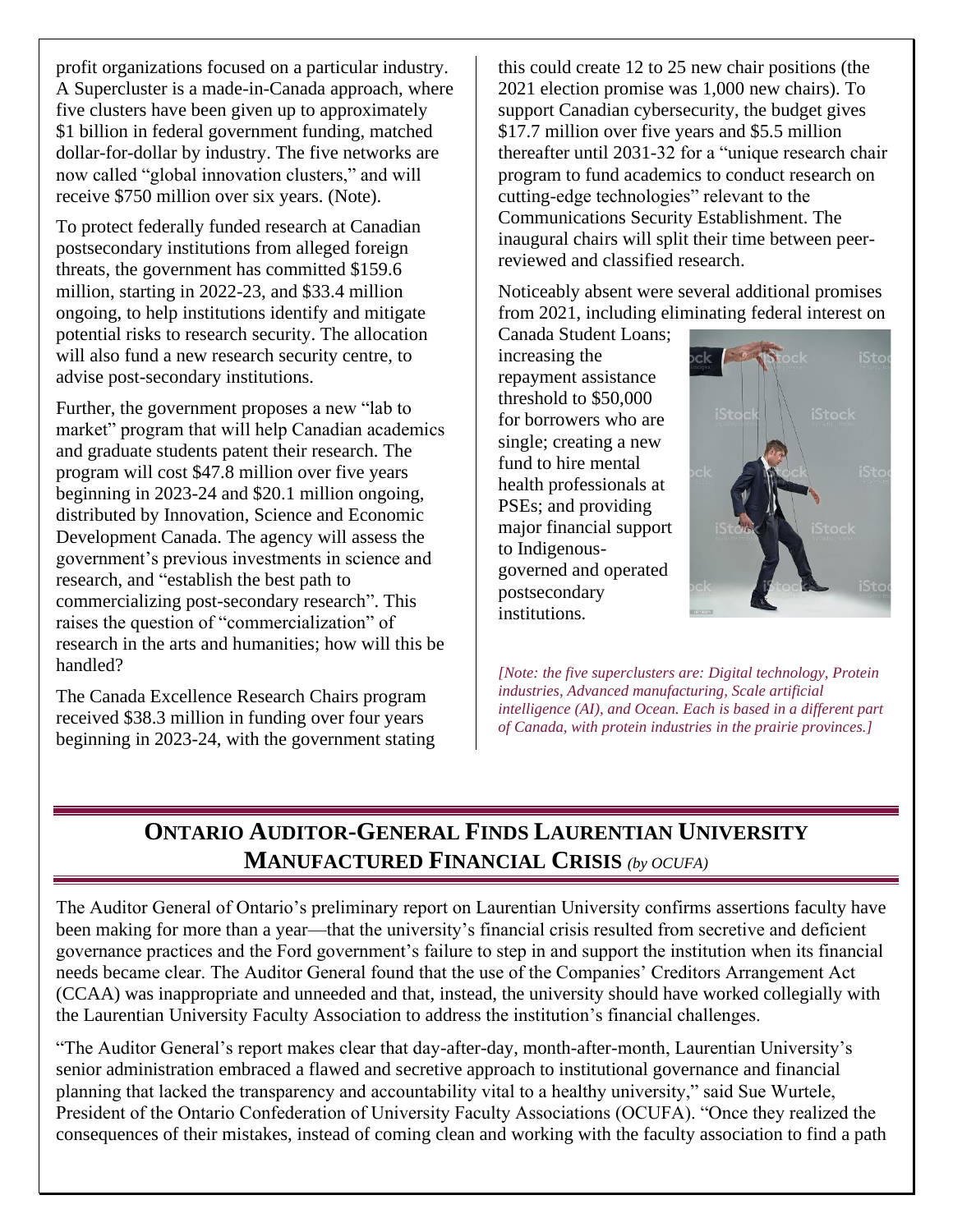profit organizations focused on a particular industry. A Supercluster is a made-in-Canada approach, where five clusters have been given up to approximately $1 billion in federal government funding, matched dollar-for-dollar by industry. The five networks are now called "global innovation clusters," and will receive $750 million over six years. (Note).

To protect federally funded research at Canadian postsecondary institutions from alleged foreign threats, the government has committed $159.6 million, starting in 2022-23, and $33.4 million ongoing, to help institutions identify and mitigate potential risks to research security. The allocation will also fund a new research security centre, to advise post-secondary institutions.

Further, the government proposes a new "lab to market" program that will help Canadian academics and graduate students patent their research. The program will cost $47.8 million over five years beginning in 2023-24 and $20.1 million ongoing, distributed by Innovation, Science and Economic Development Canada. The agency will assess the government's previous investments in science and research, and "establish the best path to commercializing post-secondary research". This raises the question of "commercialization" of research in the arts and humanities; how will this be handled?

The Canada Excellence Research Chairs program received $38.3 million in funding over four years beginning in 2023-24, with the government stating this could create 12 to 25 new chair positions (the 2021 election promise was 1,000 new chairs). To support Canadian cybersecurity, the budget gives $17.7 million over five years and $5.5 million thereafter until 2031-32 for a "unique research chair program to fund academics to conduct research on cutting-edge technologies" relevant to the Communications Security Establishment. The inaugural chairs will split their time between peer-reviewed and classified research.

Noticeably absent were several additional promises from 2021, including eliminating federal interest on Canada Student Loans; increasing the repayment assistance threshold to $50,000 for borrowers who are single; creating a new fund to hire mental health professionals at PSEs; and providing major financial support to Indigenous-governed and operated postsecondary institutions.

*[Note: the five superclusters are: Digital technology, Protein industries, Advanced manufacturing, Scale artificial intelligence (AI), and Ocean. Each is based in a different part of Canada, with protein industries in the prairie provinces.]*

## ONTARIO AUDITOR-GENERAL FINDS LAURENTIAN UNIVERSITY MANUFACTURED FINANCIAL CRISIS *(by OCUFA)*

The Auditor General of Ontario's preliminary report on Laurentian University confirms assertions faculty have been making for more than a year—that the university's financial crisis resulted from secretive and deficient governance practices and the Ford government's failure to step in and support the institution when its financial needs became clear. The Auditor General found that the use of the Companies' Creditors Arrangement Act (CCAA) was inappropriate and unneeded and that, instead, the university should have worked collegially with the Laurentian University Faculty Association to address the institution's financial challenges.

"The Auditor General's report makes clear that day-after-day, month-after-month, Laurentian University's senior administration embraced a flawed and secretive approach to institutional governance and financial planning that lacked the transparency and accountability vital to a healthy university," said Sue Wurtele, President of the Ontario Confederation of University Faculty Associations (OCUFA). "Once they realized the consequences of their mistakes, instead of coming clean and working with the faculty association to find a path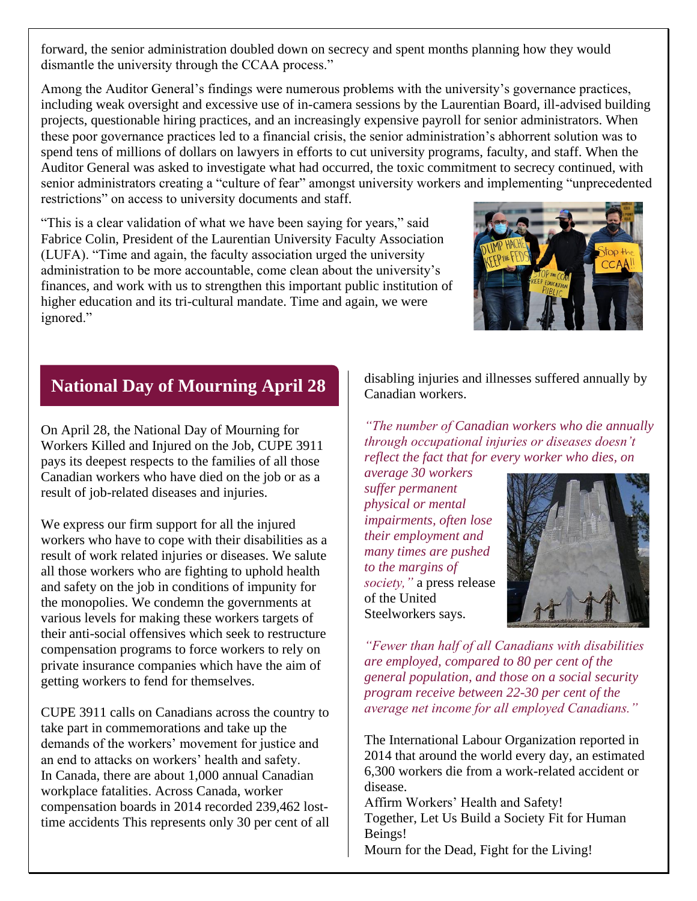forward, the senior administration doubled down on secrecy and spent months planning how they would dismantle the university through the CCAA process."

Among the Auditor General's findings were numerous problems with the university's governance practices, including weak oversight and excessive use of in-camera sessions by the Laurentian Board, ill-advised building projects, questionable hiring practices, and an increasingly expensive payroll for senior administrators. When these poor governance practices led to a financial crisis, the senior administration's abhorrent solution was to spend tens of millions of dollars on lawyers in efforts to cut university programs, faculty, and staff. When the Auditor General was asked to investigate what had occurred, the toxic commitment to secrecy continued, with senior administrators creating a "culture of fear" amongst university workers and implementing "unprecedented restrictions" on access to university documents and staff.

"This is a clear validation of what we have been saying for years," said Fabrice Colin, President of the Laurentian University Faculty Association (LUFA). "Time and again, the faculty association urged the university administration to be more accountable, come clean about the university's finances, and work with us to strengthen this important public institution of higher education and its tri-cultural mandate. Time and again, we were ignored."

## National Day of Mourning April 28

On April 28, the National Day of Mourning for Workers Killed and Injured on the Job, CUPE 3911 pays its deepest respects to the families of all those Canadian workers who have died on the job or as a result of job-related diseases and injuries.

We express our firm support for all the injured workers who have to cope with their disabilities as a result of work related injuries or diseases. We salute all those workers who are fighting to uphold health and safety on the job in conditions of impunity for the monopolies. We condemn the governments at various levels for making these workers targets of their anti-social offensives which seek to restructure compensation programs to force workers to rely on private insurance companies which have the aim of getting workers to fend for themselves.

CUPE 3911 calls on Canadians across the country to take part in commemorations and take up the demands of the workers' movement for justice and an end to attacks on workers' health and safety. In Canada, there are about 1,000 annual Canadian workplace fatalities. Across Canada, worker compensation boards in 2014 recorded 239,462 lost-time accidents This represents only 30 per cent of all disabling injuries and illnesses suffered annually by Canadian workers.

*"The number of Canadian workers who die annually through occupational injuries or diseases doesn't reflect the fact that for every worker who dies, on average 30 workers suffer permanent physical or mental impairments, often lose their employment and many times are pushed to the margins of society,"* a press release of the United Steelworkers says.

*"Fewer than half of all Canadians with disabilities are employed, compared to 80 per cent of the general population, and those on a social security program receive between 22-30 per cent of the average net income for all employed Canadians."*

The International Labour Organization reported in 2014 that around the world every day, an estimated 6,300 workers die from a work-related accident or disease.

Affirm Workers' Health and Safety!
Together, Let Us Build a Society Fit for Human Beings!
Mourn for the Dead, Fight for the Living!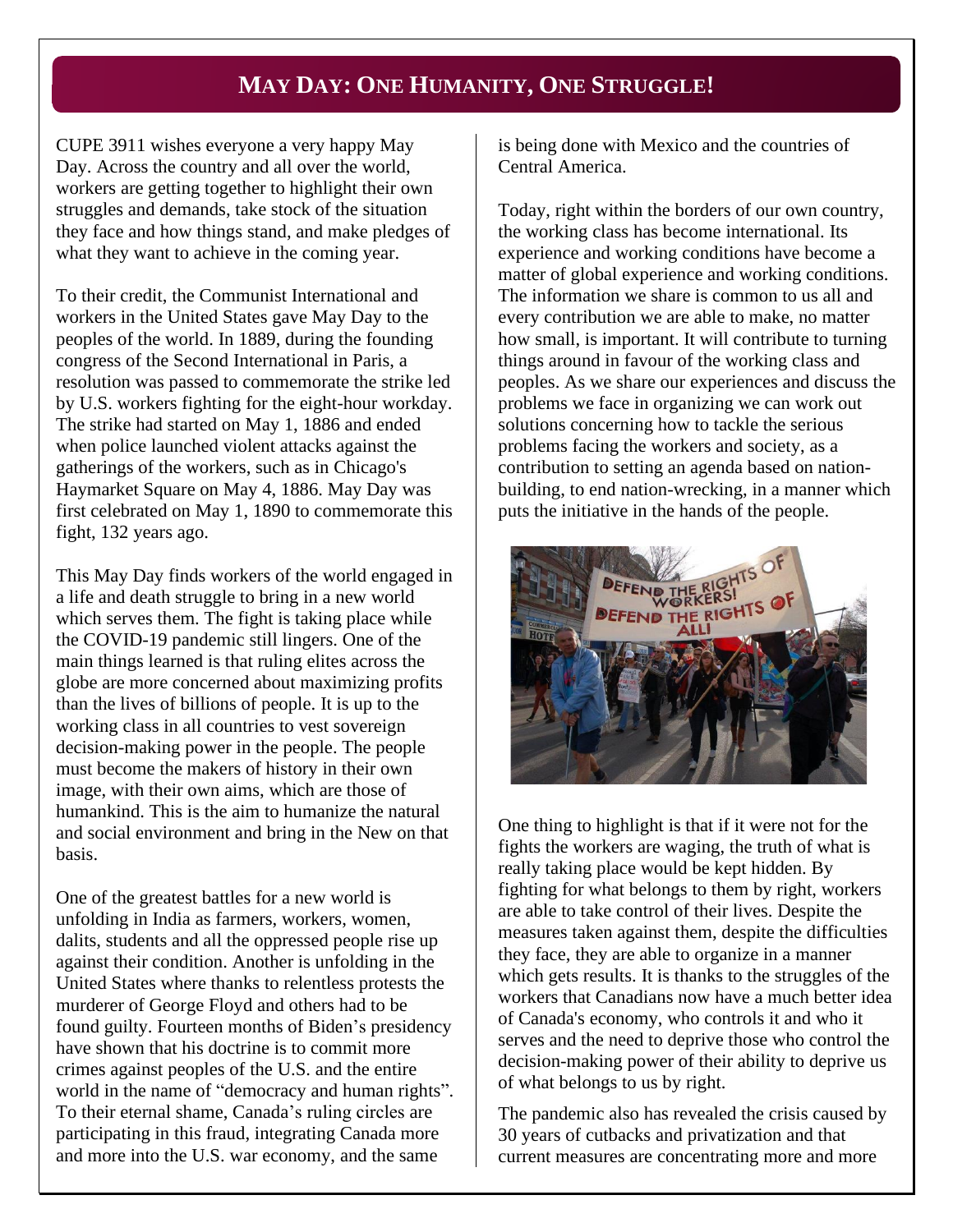## MAY DAY: ONE HUMANITY, ONE STRUGGLE!

CUPE 3911 wishes everyone a very happy May Day. Across the country and all over the world, workers are getting together to highlight their own struggles and demands, take stock of the situation they face and how things stand, and make pledges of what they want to achieve in the coming year.

To their credit, the Communist International and workers in the United States gave May Day to the peoples of the world. In 1889, during the founding congress of the Second International in Paris, a resolution was passed to commemorate the strike led by U.S. workers fighting for the eight-hour workday. The strike had started on May 1, 1886 and ended when police launched violent attacks against the gatherings of the workers, such as in Chicago's Haymarket Square on May 4, 1886. May Day was first celebrated on May 1, 1890 to commemorate this fight, 132 years ago.

This May Day finds workers of the world engaged in a life and death struggle to bring in a new world which serves them. The fight is taking place while the COVID-19 pandemic still lingers. One of the main things learned is that ruling elites across the globe are more concerned about maximizing profits than the lives of billions of people. It is up to the working class in all countries to vest sovereign decision-making power in the people. The people must become the makers of history in their own image, with their own aims, which are those of humankind. This is the aim to humanize the natural and social environment and bring in the New on that basis.

One of the greatest battles for a new world is unfolding in India as farmers, workers, women, dalits, students and all the oppressed people rise up against their condition. Another is unfolding in the United States where thanks to relentless protests the murderer of George Floyd and others had to be found guilty. Fourteen months of Biden's presidency have shown that his doctrine is to commit more crimes against peoples of the U.S. and the entire world in the name of "democracy and human rights". To their eternal shame, Canada's ruling circles are participating in this fraud, integrating Canada more and more into the U.S. war economy, and the same is being done with Mexico and the countries of Central America.

Today, right within the borders of our own country, the working class has become international. Its experience and working conditions have become a matter of global experience and working conditions. The information we share is common to us all and every contribution we are able to make, no matter how small, is important. It will contribute to turning things around in favour of the working class and peoples. As we share our experiences and discuss the problems we face in organizing we can work out solutions concerning how to tackle the serious problems facing the workers and society, as a contribution to setting an agenda based on nation-building, to end nation-wrecking, in a manner which puts the initiative in the hands of the people.

One thing to highlight is that if it were not for the fights the workers are waging, the truth of what is really taking place would be kept hidden. By fighting for what belongs to them by right, workers are able to take control of their lives. Despite the measures taken against them, despite the difficulties they face, they are able to organize in a manner which gets results. It is thanks to the struggles of the workers that Canadians now have a much better idea of Canada's economy, who controls it and who it serves and the need to deprive those who control the decision-making power of their ability to deprive us of what belongs to us by right.

The pandemic also has revealed the crisis caused by 30 years of cutbacks and privatization and that current measures are concentrating more and more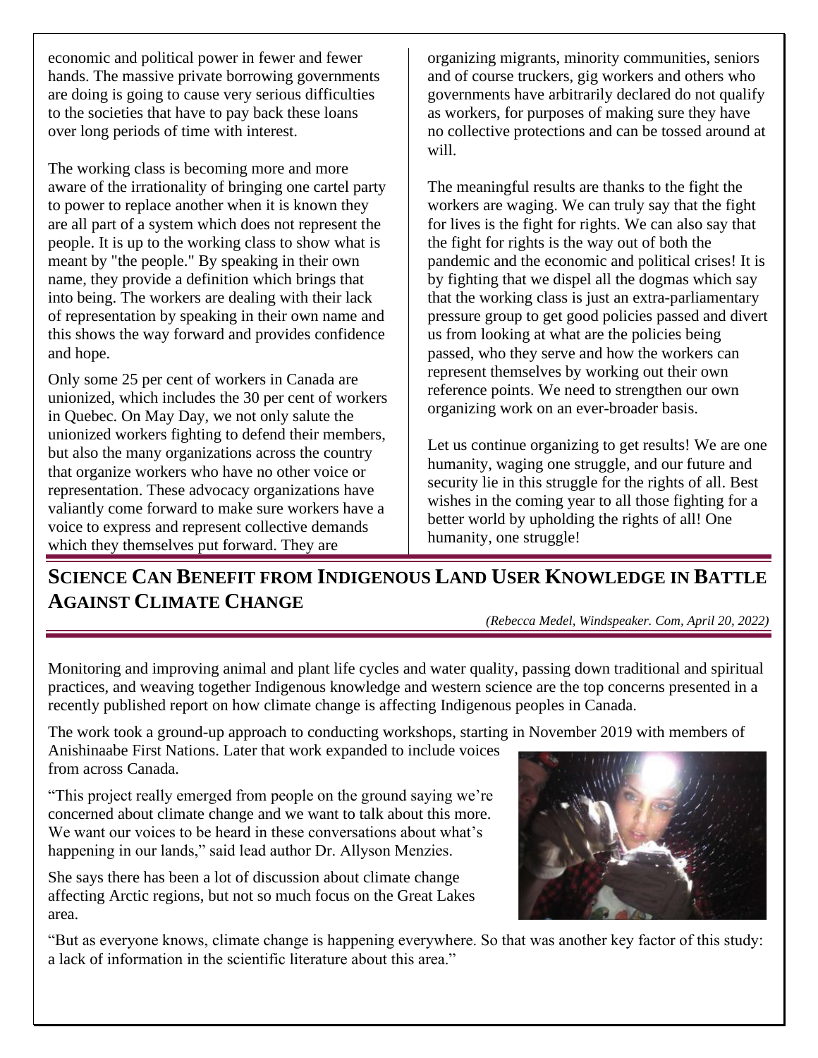economic and political power in fewer and fewer hands. The massive private borrowing governments are doing is going to cause very serious difficulties to the societies that have to pay back these loans over long periods of time with interest.

The working class is becoming more and more aware of the irrationality of bringing one cartel party to power to replace another when it is known they are all part of a system which does not represent the people. It is up to the working class to show what is meant by "the people." By speaking in their own name, they provide a definition which brings that into being. The workers are dealing with their lack of representation by speaking in their own name and this shows the way forward and provides confidence and hope.

Only some 25 per cent of workers in Canada are unionized, which includes the 30 per cent of workers in Quebec. On May Day, we not only salute the unionized workers fighting to defend their members, but also the many organizations across the country that organize workers who have no other voice or representation. These advocacy organizations have valiantly come forward to make sure workers have a voice to express and represent collective demands which they themselves put forward. They are organizing migrants, minority communities, seniors and of course truckers, gig workers and others who governments have arbitrarily declared do not qualify as workers, for purposes of making sure they have no collective protections and can be tossed around at will.

The meaningful results are thanks to the fight the workers are waging. We can truly say that the fight for lives is the fight for rights. We can also say that the fight for rights is the way out of both the pandemic and the economic and political crises! It is by fighting that we dispel all the dogmas which say that the working class is just an extra-parliamentary pressure group to get good policies passed and divert us from looking at what are the policies being passed, who they serve and how the workers can represent themselves by working out their own reference points. We need to strengthen our own organizing work on an ever-broader basis.

Let us continue organizing to get results! We are one humanity, waging one struggle, and our future and security lie in this struggle for the rights of all. Best wishes in the coming year to all those fighting for a better world by upholding the rights of all! One humanity, one struggle!

## Science Can Benefit from Indigenous Land User Knowledge in Battle Against Climate Change

*(Rebecca Medel, Windspeaker. Com, April 20, 2022)*

Monitoring and improving animal and plant life cycles and water quality, passing down traditional and spiritual practices, and weaving together Indigenous knowledge and western science are the top concerns presented in a recently published report on how climate change is affecting Indigenous peoples in Canada.

The work took a ground-up approach to conducting workshops, starting in November 2019 with members of Anishinaabe First Nations. Later that work expanded to include voices from across Canada.

"This project really emerged from people on the ground saying we're concerned about climate change and we want to talk about this more. We want our voices to be heard in these conversations about what's happening in our lands," said lead author Dr. Allyson Menzies.

She says there has been a lot of discussion about climate change affecting Arctic regions, but not so much focus on the Great Lakes area.

"But as everyone knows, climate change is happening everywhere. So that was another key factor of this study: a lack of information in the scientific literature about this area."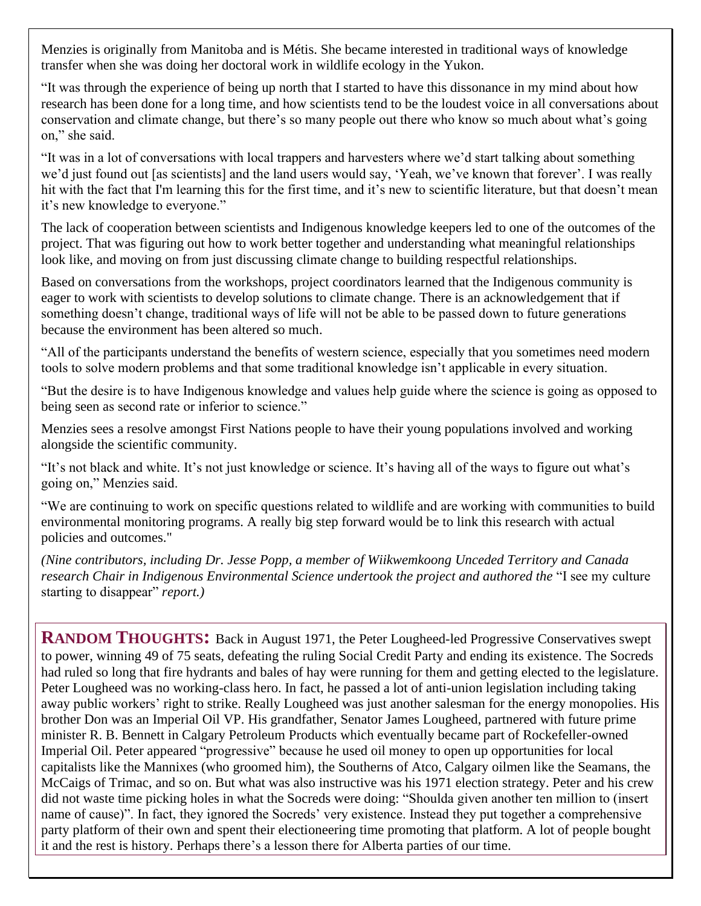Menzies is originally from Manitoba and is Métis. She became interested in traditional ways of knowledge transfer when she was doing her doctoral work in wildlife ecology in the Yukon.

"It was through the experience of being up north that I started to have this dissonance in my mind about how research has been done for a long time, and how scientists tend to be the loudest voice in all conversations about conservation and climate change, but there's so many people out there who know so much about what's going on," she said.

"It was in a lot of conversations with local trappers and harvesters where we'd start talking about something we'd just found out [as scientists] and the land users would say, 'Yeah, we've known that forever'. I was really hit with the fact that I'm learning this for the first time, and it's new to scientific literature, but that doesn't mean it's new knowledge to everyone."

The lack of cooperation between scientists and Indigenous knowledge keepers led to one of the outcomes of the project. That was figuring out how to work better together and understanding what meaningful relationships look like, and moving on from just discussing climate change to building respectful relationships.

Based on conversations from the workshops, project coordinators learned that the Indigenous community is eager to work with scientists to develop solutions to climate change. There is an acknowledgement that if something doesn't change, traditional ways of life will not be able to be passed down to future generations because the environment has been altered so much.

"All of the participants understand the benefits of western science, especially that you sometimes need modern tools to solve modern problems and that some traditional knowledge isn't applicable in every situation.

"But the desire is to have Indigenous knowledge and values help guide where the science is going as opposed to being seen as second rate or inferior to science."

Menzies sees a resolve amongst First Nations people to have their young populations involved and working alongside the scientific community.

"It's not black and white. It's not just knowledge or science. It's having all of the ways to figure out what's going on," Menzies said.

"We are continuing to work on specific questions related to wildlife and are working with communities to build environmental monitoring programs. A really big step forward would be to link this research with actual policies and outcomes."

*(Nine contributors, including Dr. Jesse Popp, a member of Wiikwemkoong Unceded Territory and Canada research Chair in Indigenous Environmental Science undertook the project and authored the* "I see my culture starting to disappear" *report.)*

**RANDOM THOUGHTS:** Back in August 1971, the Peter Lougheed-led Progressive Conservatives swept to power, winning 49 of 75 seats, defeating the ruling Social Credit Party and ending its existence. The Socreds had ruled so long that fire hydrants and bales of hay were running for them and getting elected to the legislature. Peter Lougheed was no working-class hero. In fact, he passed a lot of anti-union legislation including taking away public workers' right to strike. Really Lougheed was just another salesman for the energy monopolies. His brother Don was an Imperial Oil VP. His grandfather, Senator James Lougheed, partnered with future prime minister R. B. Bennett in Calgary Petroleum Products which eventually became part of Rockefeller-owned Imperial Oil. Peter appeared "progressive" because he used oil money to open up opportunities for local capitalists like the Mannixes (who groomed him), the Southerns of Atco, Calgary oilmen like the Seamans, the McCaigs of Trimac, and so on. But what was also instructive was his 1971 election strategy. Peter and his crew did not waste time picking holes in what the Socreds were doing: "Shoulda given another ten million to (insert name of cause)". In fact, they ignored the Socreds' very existence. Instead they put together a comprehensive party platform of their own and spent their electioneering time promoting that platform. A lot of people bought it and the rest is history. Perhaps there's a lesson there for Alberta parties of our time.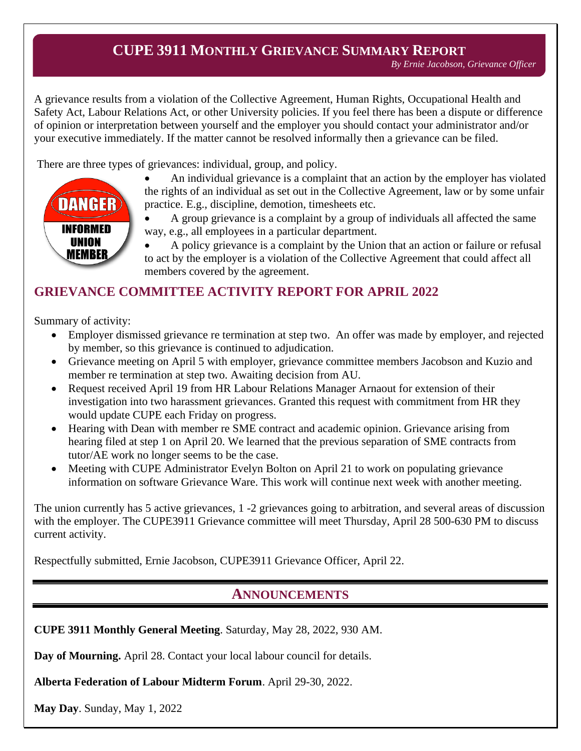# CUPE 3911 Monthly Grievance Summary Report

*By Ernie Jacobson, Grievance Officer*

A grievance results from a violation of the Collective Agreement, Human Rights, Occupational Health and Safety Act, Labour Relations Act, or other University policies. If you feel there has been a dispute or difference of opinion or interpretation between yourself and the employer you should contact your administrator and/or your executive immediately. If the matter cannot be resolved informally then a grievance can be filed.

There are three types of grievances: individual, group, and policy.

- An individual grievance is a complaint that an action by the employer has violated the rights of an individual as set out in the Collective Agreement, law or by some unfair practice. E.g., discipline, demotion, timesheets etc.
- A group grievance is a complaint by a group of individuals all affected the same way, e.g., all employees in a particular department.
- A policy grievance is a complaint by the Union that an action or failure or refusal to act by the employer is a violation of the Collective Agreement that could affect all members covered by the agreement.

## Grievance Committee Activity Report for April 2022

Summary of activity:

- Employer dismissed grievance re termination at step two. An offer was made by employer, and rejected by member, so this grievance is continued to adjudication.
- Grievance meeting on April 5 with employer, grievance committee members Jacobson and Kuzio and member re termination at step two. Awaiting decision from AU.
- Request received April 19 from HR Labour Relations Manager Arnaout for extension of their investigation into two harassment grievances. Granted this request with commitment from HR they would update CUPE each Friday on progress.
- Hearing with Dean with member re SME contract and academic opinion. Grievance arising from hearing filed at step 1 on April 20. We learned that the previous separation of SME contracts from tutor/AE work no longer seems to be the case.
- Meeting with CUPE Administrator Evelyn Bolton on April 21 to work on populating grievance information on software Grievance Ware. This work will continue next week with another meeting.

The union currently has 5 active grievances, 1 -2 grievances going to arbitration, and several areas of discussion with the employer. The CUPE3911 Grievance committee will meet Thursday, April 28 500-630 PM to discuss current activity.

Respectfully submitted, Ernie Jacobson, CUPE3911 Grievance Officer, April 22.

## Announcements

**CUPE 3911 Monthly General Meeting**. Saturday, May 28, 2022, 930 AM.

**Day of Mourning.** April 28. Contact your local labour council for details.

**Alberta Federation of Labour Midterm Forum**. April 29-30, 2022.

**May Day**. Sunday, May 1, 2022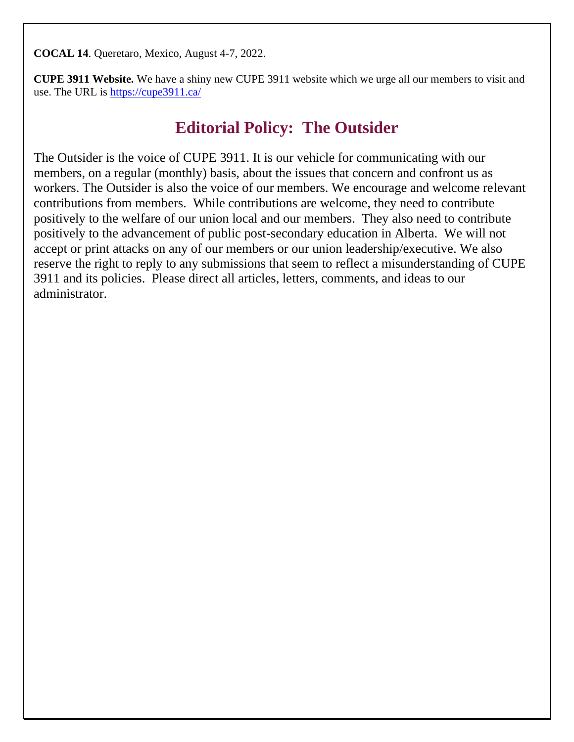**COCAL 14**. Queretaro, Mexico, August 4-7, 2022.

**CUPE 3911 Website.** We have a shiny new CUPE 3911 website which we urge all our members to visit and use. The URL is https://cupe3911.ca/

## Editorial Policy: The Outsider

The Outsider is the voice of CUPE 3911. It is our vehicle for communicating with our members, on a regular (monthly) basis, about the issues that concern and confront us as workers. The Outsider is also the voice of our members. We encourage and welcome relevant contributions from members. While contributions are welcome, they need to contribute positively to the welfare of our union local and our members. They also need to contribute positively to the advancement of public post-secondary education in Alberta. We will not accept or print attacks on any of our members or our union leadership/executive. We also reserve the right to reply to any submissions that seem to reflect a misunderstanding of CUPE 3911 and its policies. Please direct all articles, letters, comments, and ideas to our administrator.